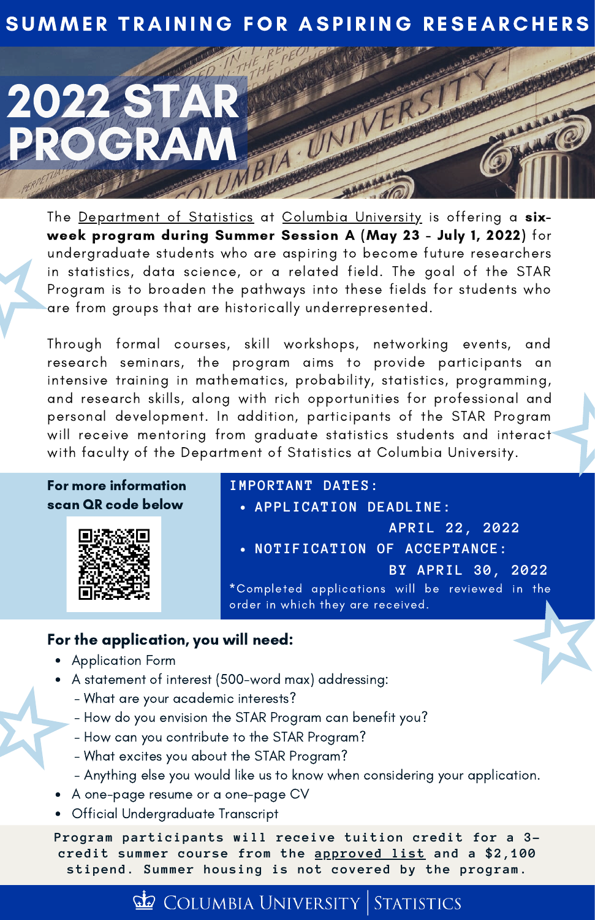# SUMMER TRAINING FOR ASPIRING RESEARCHERS

# 2022 STAR PROGRAM

The Department of Statistics at Columbia University is offering a **six-week program during Summer Session A (May 23 - July 1, 2022)** for undergraduate students who are aspiring to become future researchers in statistics, data science, or a related field. The goal of the STAR Program is to broaden the pathways into these fields for students who are from groups that are historically underrepresented.

Through formal courses, skill workshops, networking events, and research seminars, the program aims to provide participants an intensive training in mathematics, probability, statistics, programming, and research skills, along with rich opportunities for professional and personal development. In addition, participants of the STAR Program will receive mentoring from graduate statistics students and interact with faculty of the Department of Statistics at Columbia University.

**For more information scan QR code below**

**IMPORTANT DATES:**

- **APPLICATION DEADLINE:** APRIL 22, 2022
- **NOTIFICATION OF ACCEPTANCE:** BY APRIL 30, 2022

*Completed applications will be reviewed in the order in which they are received.

## For the application, you will need:

- Application Form
- A statement of interest (500-word max) addressing:
  - What are your academic interests?
  - How do you envision the STAR Program can benefit you?
  - How can you contribute to the STAR Program?
  - What excites you about the STAR Program?
  - Anything else you would like us to know when considering your application.
- A one-page resume or a one-page CV
- Official Undergraduate Transcript

**Program participants will receive tuition credit for a 3-credit summer course from the approved list and a $2,100 stipend. Summer housing is not covered by the program.**

COLUMBIA UNIVERSITY | STATISTICS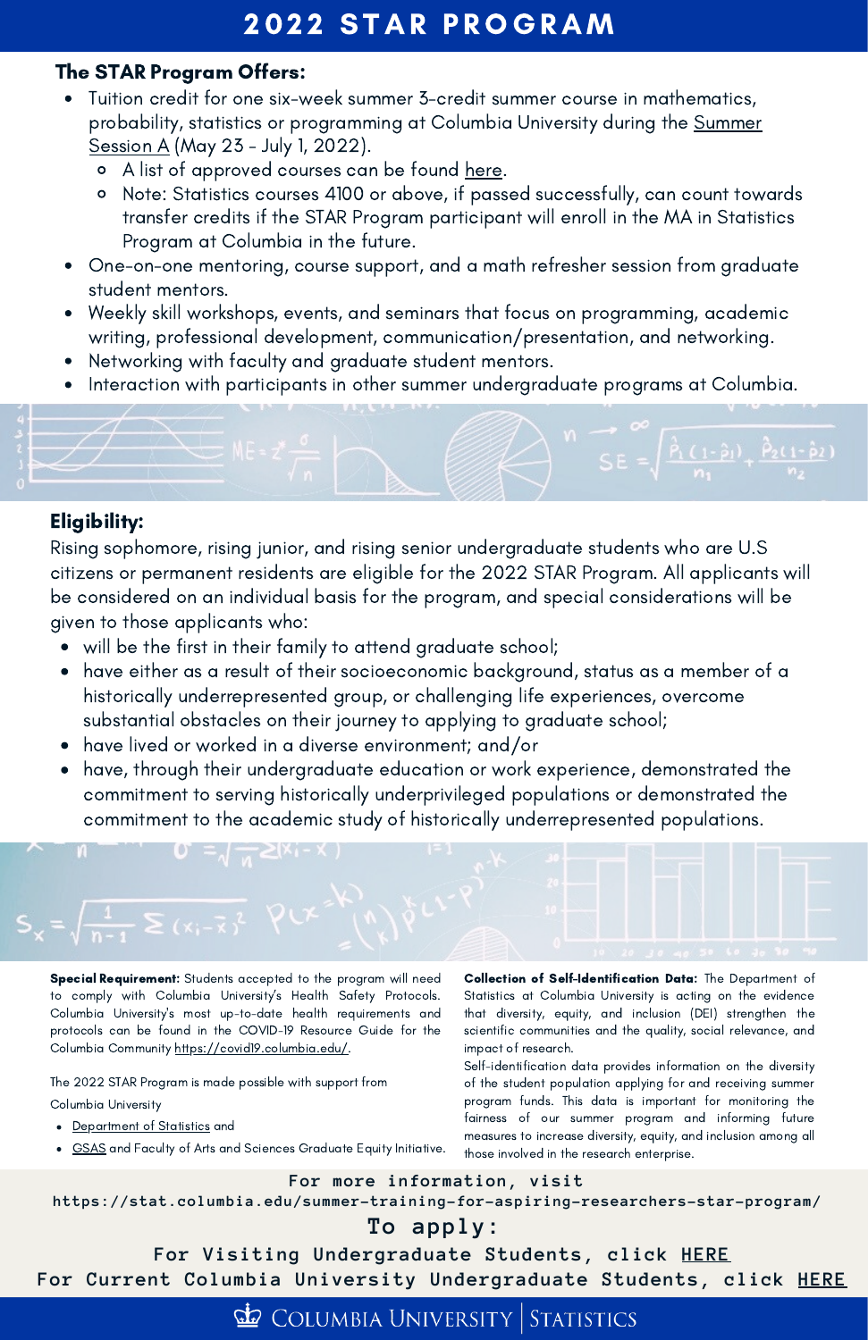# 2022 STAR PROGRAM

## The STAR Program Offers:

- Tuition credit for one six-week summer 3-credit summer course in mathematics, probability, statistics or programming at Columbia University during the Summer Session A (May 23 - July 1, 2022).
  - A list of approved courses can be found here.
  - Note: Statistics courses 4100 or above, if passed successfully, can count towards transfer credits if the STAR Program participant will enroll in the MA in Statistics Program at Columbia in the future.
- One-on-one mentoring, course support, and a math refresher session from graduate student mentors.
- Weekly skill workshops, events, and seminars that focus on programming, academic writing, professional development, communication/presentation, and networking.
- Networking with faculty and graduate student mentors.
- Interaction with participants in other summer undergraduate programs at Columbia.

## Eligibility:

Rising sophomore, rising junior, and rising senior undergraduate students who are U.S citizens or permanent residents are eligible for the 2022 STAR Program. All applicants will be considered on an individual basis for the program, and special considerations will be given to those applicants who:

- will be the first in their family to attend graduate school;
- have either as a result of their socioeconomic background, status as a member of a historically underrepresented group, or challenging life experiences, overcome substantial obstacles on their journey to applying to graduate school;
- have lived or worked in a diverse environment; and/or
- have, through their undergraduate education or work experience, demonstrated the commitment to serving historically underprivileged populations or demonstrated the commitment to the academic study of historically underrepresented populations.

**Special Requirement:** Students accepted to the program will need to comply with Columbia University's Health Safety Protocols. Columbia University's most up-to-date health requirements and protocols can be found in the COVID-19 Resource Guide for the Columbia Community https://covid19.columbia.edu/.

The 2022 STAR Program is made possible with support from Columbia University

- Department of Statistics and
- GSAS and Faculty of Arts and Sciences Graduate Equity Initiative.

**Collection of Self-Identification Data:** The Department of Statistics at Columbia University is acting on the evidence that diversity, equity, and inclusion (DEI) strengthen the scientific communities and the quality, social relevance, and impact of research.

Self-identification data provides information on the diversity of the student population applying for and receiving summer program funds. This data is important for monitoring the fairness of our summer program and informing future measures to increase diversity, equity, and inclusion among all those involved in the research enterprise.

For more information, visit
https://stat.columbia.edu/summer-training-for-aspiring-researchers-star-program/

**To apply:**

For Visiting Undergraduate Students, click HERE

For Current Columbia University Undergraduate Students, click HERE

COLUMBIA UNIVERSITY | STATISTICS